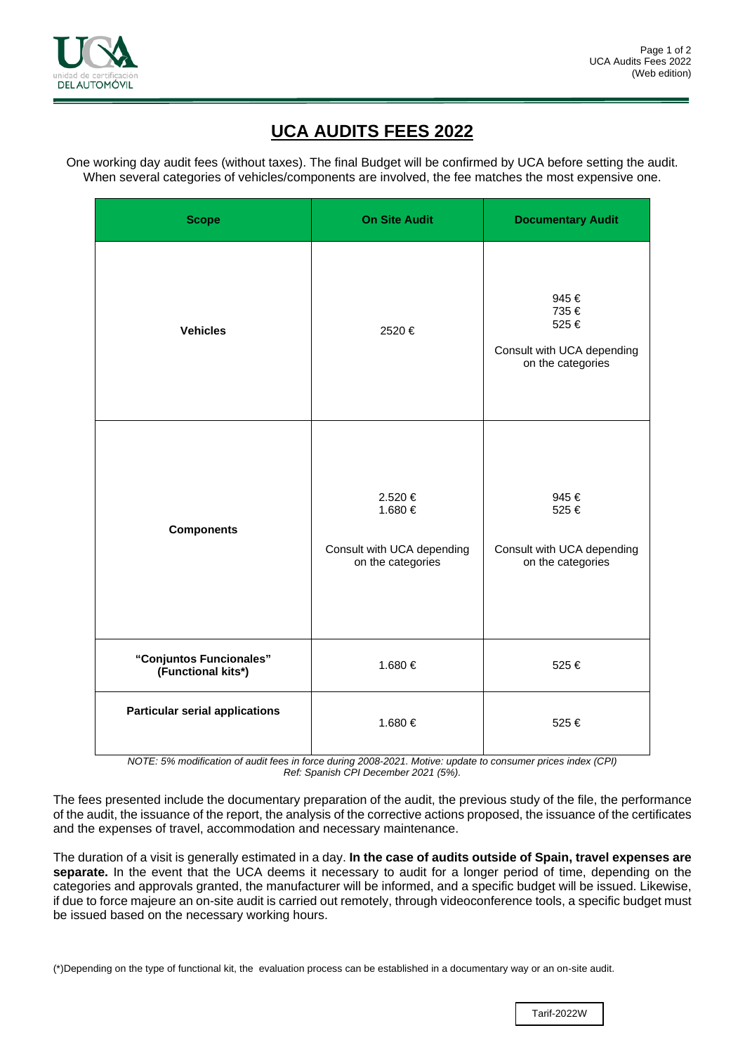# UCA AUDITS FEES 2022

One working day audit fees (without taxes). The final Budget will be confirmed by UCA before setting the audit. When several categories of vehicles/components are involved, the fee matches the most expensive one.

| Scope | On Site Audit | Documentary Audit |
|---|---|---|
| **Vehicles** | 2520 € | 945 €<br>735 €<br>525 €<br><br>Consult with UCA depending on the categories |
| **Components** | 2.520 €<br>1.680 €<br><br>Consult with UCA depending on the categories | 945 €<br>525 €<br><br>Consult with UCA depending on the categories |
| **"Conjuntos Funcionales" (Functional kits*)** | 1.680 € | 525 € |
| **Particular serial applications** | 1.680 € | 525 € |

*NOTE: 5% modification of audit fees in force during 2008-2021. Motive: update to consumer prices index (CPI)*
*Ref: Spanish CPI December 2021 (5%).*

The fees presented include the documentary preparation of the audit, the previous study of the file, the performance of the audit, the issuance of the report, the analysis of the corrective actions proposed, the issuance of the certificates and the expenses of travel, accommodation and necessary maintenance.

The duration of a visit is generally estimated in a day. **In the case of audits outside of Spain, travel expenses are separate.** In the event that the UCA deems it necessary to audit for a longer period of time, depending on the categories and approvals granted, the manufacturer will be informed, and a specific budget will be issued. Likewise, if due to force majeure an on-site audit is carried out remotely, through videoconference tools, a specific budget must be issued based on the necessary working hours.

(*)Depending on the type of functional kit, the evaluation process can be established in a documentary way or an on-site audit.

Tarif-2022W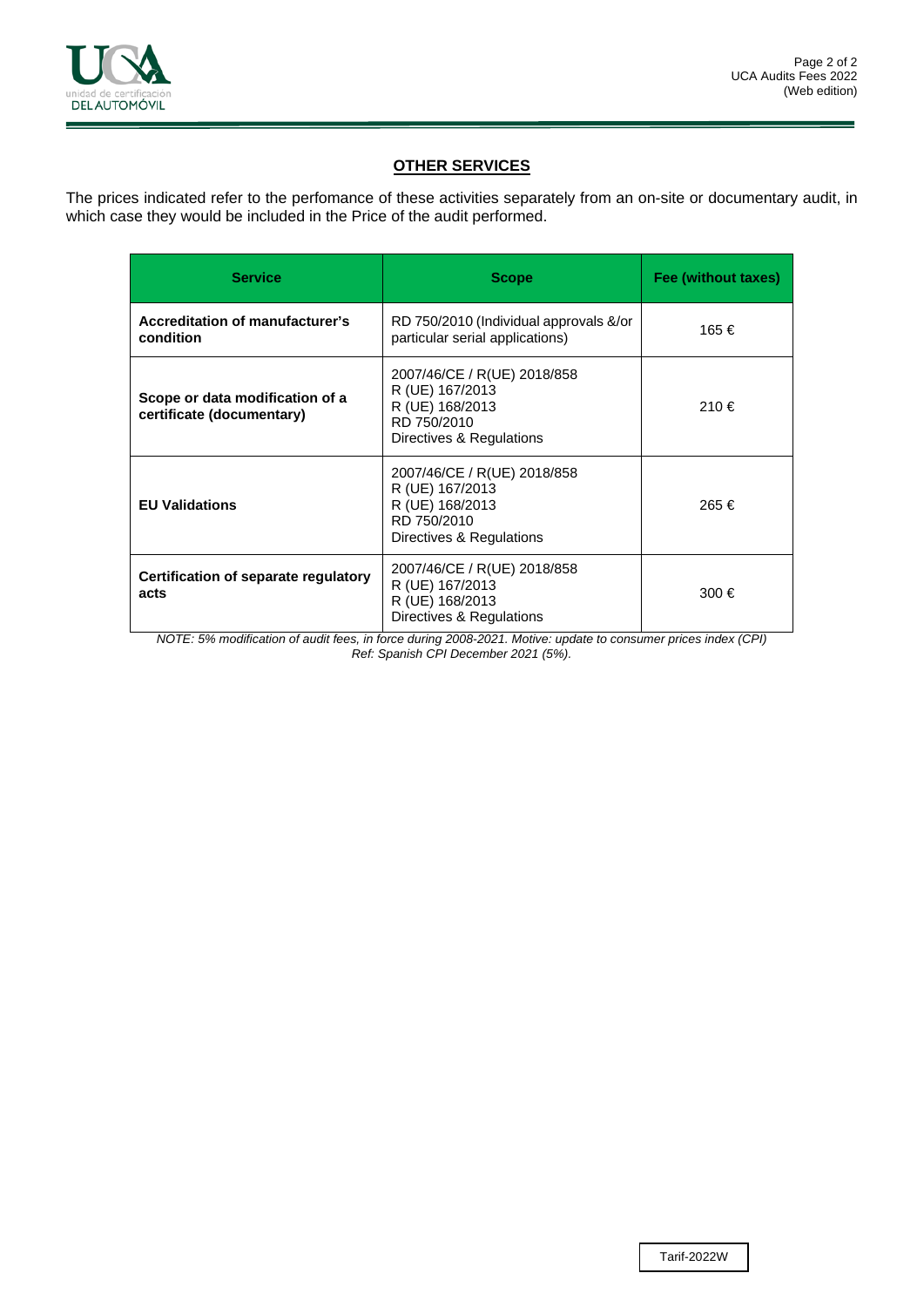## OTHER SERVICES

The prices indicated refer to the perfomance of these activities separately from an on-site or documentary audit, in which case they would be included in the Price of the audit performed.

| Service | Scope | Fee (without taxes) |
|---|---|---|
| **Accreditation of manufacturer's condition** | RD 750/2010 (Individual approvals &/or particular serial applications) | 165 € |
| **Scope or data modification of a certificate (documentary)** | 2007/46/CE / R(UE) 2018/858<br>R (UE) 167/2013<br>R (UE) 168/2013<br>RD 750/2010<br>Directives & Regulations | 210 € |
| **EU Validations** | 2007/46/CE / R(UE) 2018/858<br>R (UE) 167/2013<br>R (UE) 168/2013<br>RD 750/2010<br>Directives & Regulations | 265 € |
| **Certification of separate regulatory acts** | 2007/46/CE / R(UE) 2018/858<br>R (UE) 167/2013<br>R (UE) 168/2013<br>Directives & Regulations | 300 € |

*NOTE: 5% modification of audit fees, in force during 2008-2021. Motive: update to consumer prices index (CPI)*
*Ref: Spanish CPI December 2021 (5%).*

Tarif-2022W